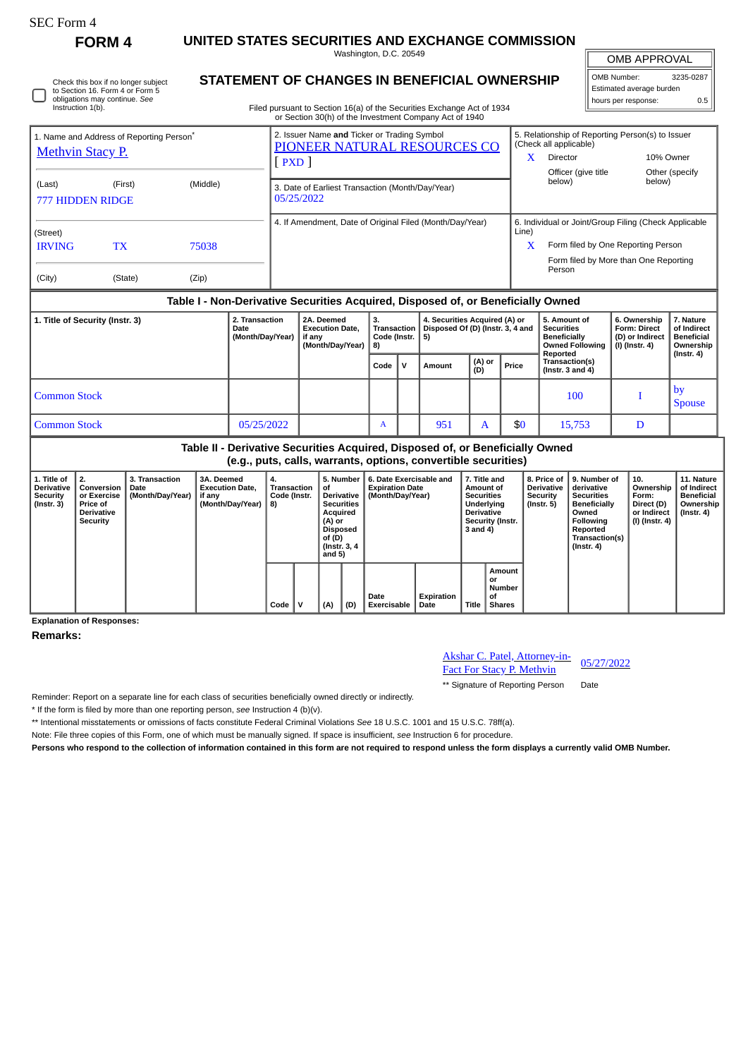SEC Form 4

**FORM 4**

# UNITED STATES SECURITIES AND EXCHANGE COMMISSION

Washington, D.C. 20549

## STATEMENT OF CHANGES IN BENEFICIAL OWNERSHIP

Check this box if no longer subject to Section 16. Form 4 or Form 5 obligations may continue. *See* Instruction 1(b).

Filed pursuant to Section 16(a) of the Securities Exchange Act of 1934 or Section 30(h) of the Investment Company Act of 1940

| OMB APPROVAL | |
|---|---|
| OMB Number: | 3235-0287 |
| Estimated average burden | |
| hours per response: | 0.5 |

| 1. Name and Address of Reporting Person* | 2. Issuer Name **and** Ticker or Trading Symbol | 5. Relationship of Reporting Person(s) to Issuer (Check all applicable) |
|---|---|---|
| Methvin Stacy P. | PIONEER NATURAL RESOURCES CO [ PXD ] | X Director; 10% Owner; Officer (give title below); Other (specify below) |
| (Last) (First) (Middle) 777 HIDDEN RIDGE | 3. Date of Earliest Transaction (Month/Day/Year) 05/25/2022 | |
| (Street) IRVING TX 75038 | 4. If Amendment, Date of Original Filed (Month/Day/Year) | 6. Individual or Joint/Group Filing (Check Applicable Line) X Form filed by One Reporting Person; Form filed by More than One Reporting Person |
| (City) (State) (Zip) | | |

### Table I - Non-Derivative Securities Acquired, Disposed of, or Beneficially Owned

| 1. Title of Security (Instr. 3) | 2. Transaction Date (Month/Day/Year) | 2A. Deemed Execution Date, if any (Month/Day/Year) | 3. Transaction Code (Instr. 8) | | 4. Securities Acquired (A) or Disposed Of (D) (Instr. 3, 4 and 5) | | | 5. Amount of Securities Beneficially Owned Following Reported Transaction(s) (Instr. 3 and 4) | 6. Ownership Form: Direct (D) or Indirect (I) (Instr. 4) | 7. Nature of Indirect Beneficial Ownership (Instr. 4) |
|---|---|---|---|---|---|---|---|---|---|---|
| | | | Code | V | Amount | (A) or (D) | Price | | | |
| Common Stock | | | | | | | | 100 | I | by Spouse |
| Common Stock | 05/25/2022 | | A | | 951 | A | $0 | 15,753 | D | |

### Table II - Derivative Securities Acquired, Disposed of, or Beneficially Owned (e.g., puts, calls, warrants, options, convertible securities)

| 1. Title of Derivative Security (Instr. 3) | 2. Conversion or Exercise Price of Derivative Security | 3. Transaction Date (Month/Day/Year) | 3A. Deemed Execution Date, if any (Month/Day/Year) | 4. Transaction Code (Instr. 8) | | 5. Number of Derivative Securities Acquired (A) or Disposed of (D) (Instr. 3, 4 and 5) | | 6. Date Exercisable and Expiration Date (Month/Day/Year) | | 7. Title and Amount of Securities Underlying Derivative Security (Instr. 3 and 4) | | 8. Price of Derivative Security (Instr. 5) | 9. Number of derivative Securities Beneficially Owned Following Reported Transaction(s) (Instr. 4) | 10. Ownership Form: Direct (D) or Indirect (I) (Instr. 4) | 11. Nature of Indirect Beneficial Ownership (Instr. 4) |
|---|---|---|---|---|---|---|---|---|---|---|---|---|---|---|---|
| | | | | Code | V | (A) | (D) | Date Exercisable | Expiration Date | Title | Amount or Number of Shares | | | | |

**Explanation of Responses:**

**Remarks:**

Akshar C. Patel, Attorney-in-Fact For Stacy P. Methvin 05/27/2022

** Signature of Reporting Person Date

Reminder: Report on a separate line for each class of securities beneficially owned directly or indirectly.

\* If the form is filed by more than one reporting person, *see* Instruction 4 (b)(v).

** Intentional misstatements or omissions of facts constitute Federal Criminal Violations *See* 18 U.S.C. 1001 and 15 U.S.C. 78ff(a).

Note: File three copies of this Form, one of which must be manually signed. If space is insufficient, *see* Instruction 6 for procedure.

**Persons who respond to the collection of information contained in this form are not required to respond unless the form displays a currently valid OMB Number.**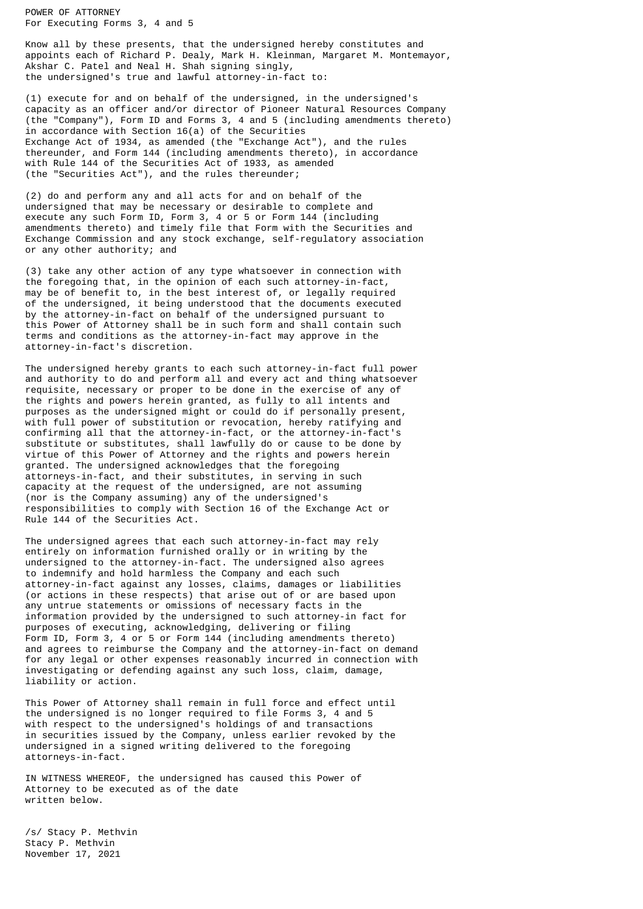# POWER OF ATTORNEY
For Executing Forms 3, 4 and 5

Know all by these presents, that the undersigned hereby constitutes and appoints each of Richard P. Dealy, Mark H. Kleinman, Margaret M. Montemayor, Akshar C. Patel and Neal H. Shah signing singly, the undersigned's true and lawful attorney-in-fact to:

(1) execute for and on behalf of the undersigned, in the undersigned's capacity as an officer and/or director of Pioneer Natural Resources Company (the "Company"), Form ID and Forms 3, 4 and 5 (including amendments thereto) in accordance with Section 16(a) of the Securities Exchange Act of 1934, as amended (the "Exchange Act"), and the rules thereunder, and Form 144 (including amendments thereto), in accordance with Rule 144 of the Securities Act of 1933, as amended (the "Securities Act"), and the rules thereunder;

(2) do and perform any and all acts for and on behalf of the undersigned that may be necessary or desirable to complete and execute any such Form ID, Form 3, 4 or 5 or Form 144 (including amendments thereto) and timely file that Form with the Securities and Exchange Commission and any stock exchange, self-regulatory association or any other authority; and

(3) take any other action of any type whatsoever in connection with the foregoing that, in the opinion of each such attorney-in-fact, may be of benefit to, in the best interest of, or legally required of the undersigned, it being understood that the documents executed by the attorney-in-fact on behalf of the undersigned pursuant to this Power of Attorney shall be in such form and shall contain such terms and conditions as the attorney-in-fact may approve in the attorney-in-fact's discretion.

The undersigned hereby grants to each such attorney-in-fact full power and authority to do and perform all and every act and thing whatsoever requisite, necessary or proper to be done in the exercise of any of the rights and powers herein granted, as fully to all intents and purposes as the undersigned might or could do if personally present, with full power of substitution or revocation, hereby ratifying and confirming all that the attorney-in-fact, or the attorney-in-fact's substitute or substitutes, shall lawfully do or cause to be done by virtue of this Power of Attorney and the rights and powers herein granted. The undersigned acknowledges that the foregoing attorneys-in-fact, and their substitutes, in serving in such capacity at the request of the undersigned, are not assuming (nor is the Company assuming) any of the undersigned's responsibilities to comply with Section 16 of the Exchange Act or Rule 144 of the Securities Act.

The undersigned agrees that each such attorney-in-fact may rely entirely on information furnished orally or in writing by the undersigned to the attorney-in-fact. The undersigned also agrees to indemnify and hold harmless the Company and each such attorney-in-fact against any losses, claims, damages or liabilities (or actions in these respects) that arise out of or are based upon any untrue statements or omissions of necessary facts in the information provided by the undersigned to such attorney-in fact for purposes of executing, acknowledging, delivering or filing Form ID, Form 3, 4 or 5 or Form 144 (including amendments thereto) and agrees to reimburse the Company and the attorney-in-fact on demand for any legal or other expenses reasonably incurred in connection with investigating or defending against any such loss, claim, damage, liability or action.

This Power of Attorney shall remain in full force and effect until the undersigned is no longer required to file Forms 3, 4 and 5 with respect to the undersigned's holdings of and transactions in securities issued by the Company, unless earlier revoked by the undersigned in a signed writing delivered to the foregoing attorneys-in-fact.

IN WITNESS WHEREOF, the undersigned has caused this Power of Attorney to be executed as of the date written below.

/s/ Stacy P. Methvin
Stacy P. Methvin
November 17, 2021